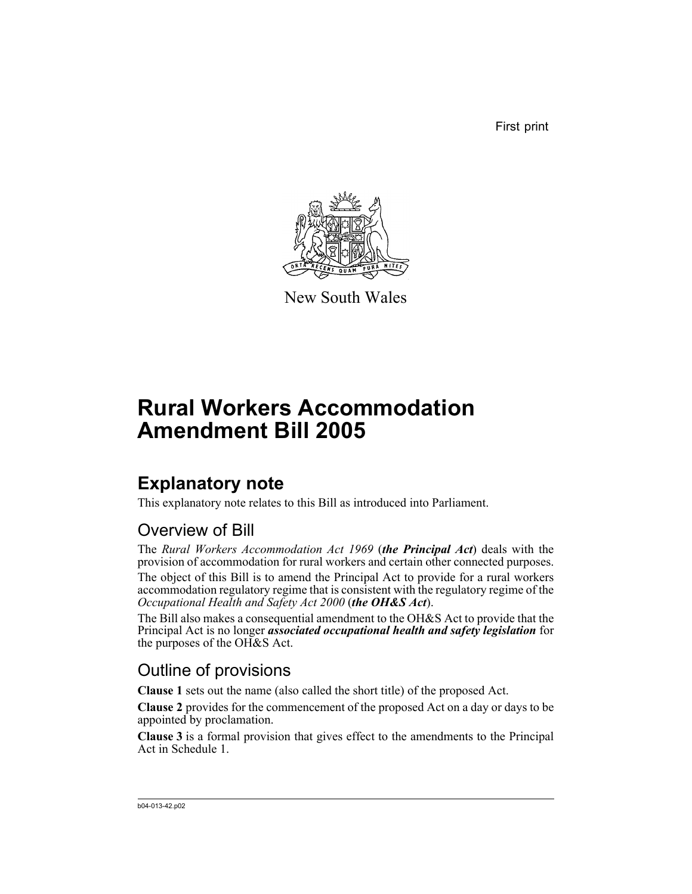First print

New South Wales

# Rural Workers Accommodation Amendment Bill 2005

## Explanatory note

This explanatory note relates to this Bill as introduced into Parliament.

### Overview of Bill

The *Rural Workers Accommodation Act 1969* (***the Principal Act***) deals with the provision of accommodation for rural workers and certain other connected purposes.

The object of this Bill is to amend the Principal Act to provide for a rural workers accommodation regulatory regime that is consistent with the regulatory regime of the *Occupational Health and Safety Act 2000* (***the OH&S Act***).

The Bill also makes a consequential amendment to the OH&S Act to provide that the Principal Act is no longer ***associated occupational health and safety legislation*** for the purposes of the OH&S Act.

### Outline of provisions

**Clause 1** sets out the name (also called the short title) of the proposed Act.

**Clause 2** provides for the commencement of the proposed Act on a day or days to be appointed by proclamation.

**Clause 3** is a formal provision that gives effect to the amendments to the Principal Act in Schedule 1.

b04-013-42.p02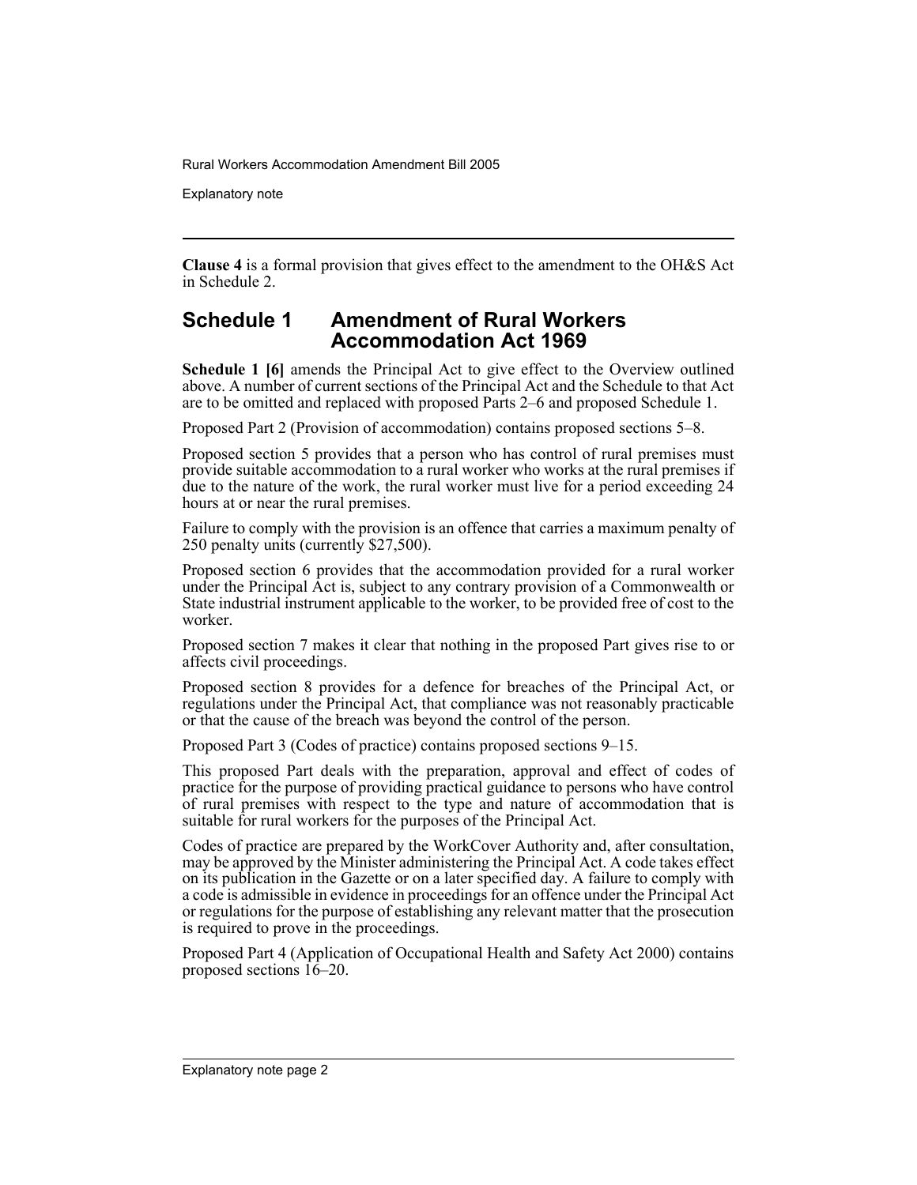**Clause 4** is a formal provision that gives effect to the amendment to the OH&S Act in Schedule 2.

## Schedule 1 Amendment of Rural Workers Accommodation Act 1969

**Schedule 1 [6]** amends the Principal Act to give effect to the Overview outlined above. A number of current sections of the Principal Act and the Schedule to that Act are to be omitted and replaced with proposed Parts 2–6 and proposed Schedule 1.

Proposed Part 2 (Provision of accommodation) contains proposed sections 5–8.

Proposed section 5 provides that a person who has control of rural premises must provide suitable accommodation to a rural worker who works at the rural premises if due to the nature of the work, the rural worker must live for a period exceeding 24 hours at or near the rural premises.

Failure to comply with the provision is an offence that carries a maximum penalty of 250 penalty units (currently $27,500).

Proposed section 6 provides that the accommodation provided for a rural worker under the Principal Act is, subject to any contrary provision of a Commonwealth or State industrial instrument applicable to the worker, to be provided free of cost to the worker.

Proposed section 7 makes it clear that nothing in the proposed Part gives rise to or affects civil proceedings.

Proposed section 8 provides for a defence for breaches of the Principal Act, or regulations under the Principal Act, that compliance was not reasonably practicable or that the cause of the breach was beyond the control of the person.

Proposed Part 3 (Codes of practice) contains proposed sections 9–15.

This proposed Part deals with the preparation, approval and effect of codes of practice for the purpose of providing practical guidance to persons who have control of rural premises with respect to the type and nature of accommodation that is suitable for rural workers for the purposes of the Principal Act.

Codes of practice are prepared by the WorkCover Authority and, after consultation, may be approved by the Minister administering the Principal Act. A code takes effect on its publication in the Gazette or on a later specified day. A failure to comply with a code is admissible in evidence in proceedings for an offence under the Principal Act or regulations for the purpose of establishing any relevant matter that the prosecution is required to prove in the proceedings.

Proposed Part 4 (Application of Occupational Health and Safety Act 2000) contains proposed sections 16–20.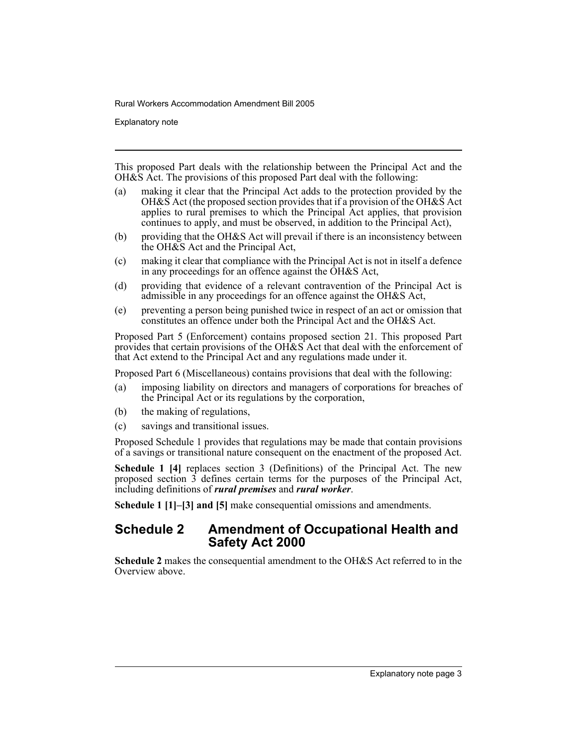This proposed Part deals with the relationship between the Principal Act and the OH&S Act. The provisions of this proposed Part deal with the following:

(a) making it clear that the Principal Act adds to the protection provided by the OH&S Act (the proposed section provides that if a provision of the OH&S Act applies to rural premises to which the Principal Act applies, that provision continues to apply, and must be observed, in addition to the Principal Act),

(b) providing that the OH&S Act will prevail if there is an inconsistency between the OH&S Act and the Principal Act,

(c) making it clear that compliance with the Principal Act is not in itself a defence in any proceedings for an offence against the OH&S Act,

(d) providing that evidence of a relevant contravention of the Principal Act is admissible in any proceedings for an offence against the OH&S Act,

(e) preventing a person being punished twice in respect of an act or omission that constitutes an offence under both the Principal Act and the OH&S Act.

Proposed Part 5 (Enforcement) contains proposed section 21. This proposed Part provides that certain provisions of the OH&S Act that deal with the enforcement of that Act extend to the Principal Act and any regulations made under it.

Proposed Part 6 (Miscellaneous) contains provisions that deal with the following:

(a) imposing liability on directors and managers of corporations for breaches of the Principal Act or its regulations by the corporation,

(b) the making of regulations,

(c) savings and transitional issues.

Proposed Schedule 1 provides that regulations may be made that contain provisions of a savings or transitional nature consequent on the enactment of the proposed Act.

**Schedule 1 [4]** replaces section 3 (Definitions) of the Principal Act. The new proposed section 3 defines certain terms for the purposes of the Principal Act, including definitions of ***rural premises*** and ***rural worker***.

**Schedule 1 [1]–[3] and [5]** make consequential omissions and amendments.

## Schedule 2 Amendment of Occupational Health and Safety Act 2000

**Schedule 2** makes the consequential amendment to the OH&S Act referred to in the Overview above.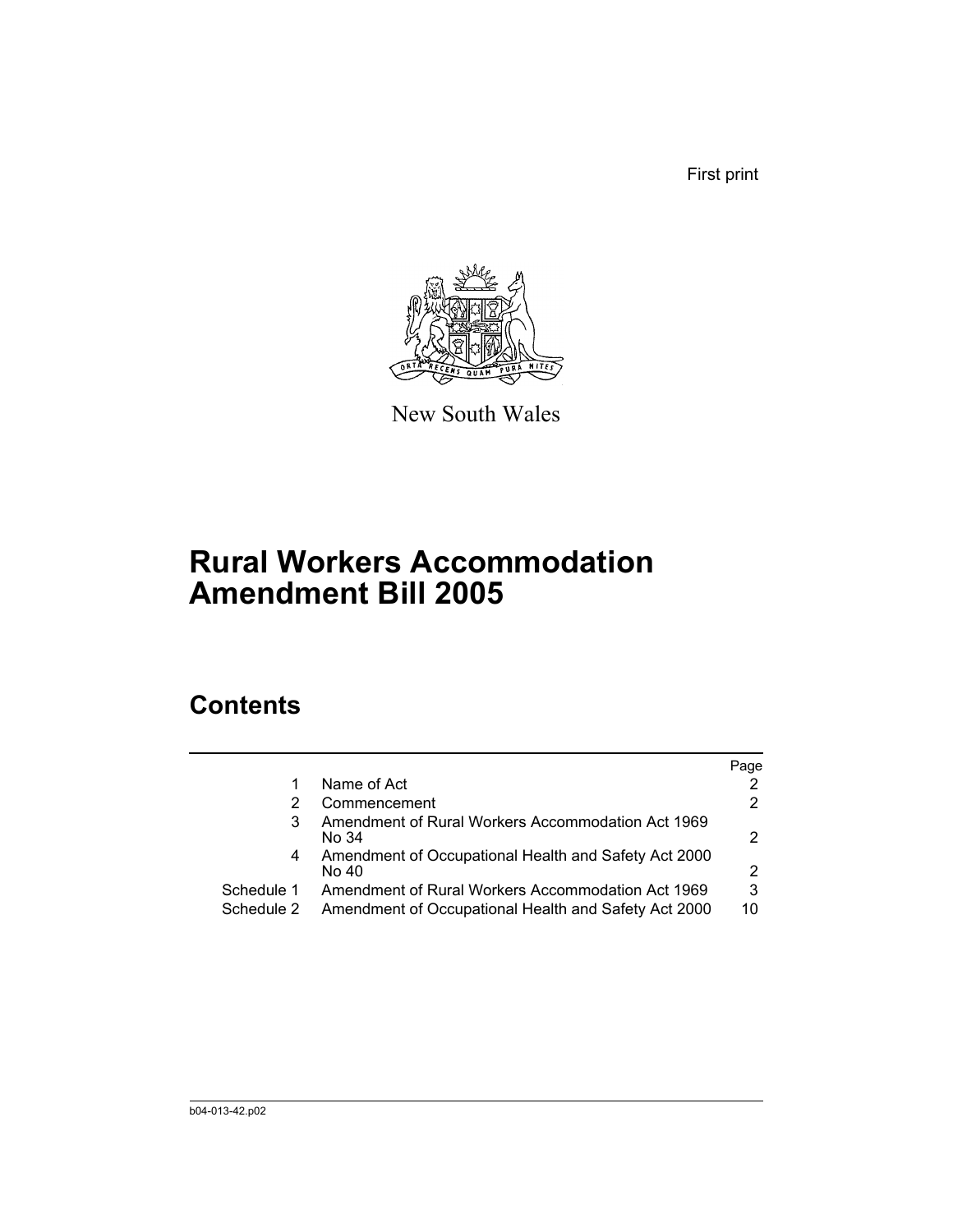First print

New South Wales

# Rural Workers Accommodation Amendment Bill 2005

## Contents

| | | Page |
|---|---|---|
| 1 | Name of Act | 2 |
| 2 | Commencement | 2 |
| 3 | Amendment of Rural Workers Accommodation Act 1969 No 34 | 2 |
| 4 | Amendment of Occupational Health and Safety Act 2000 No 40 | 2 |
| Schedule 1 | Amendment of Rural Workers Accommodation Act 1969 | 3 |
| Schedule 2 | Amendment of Occupational Health and Safety Act 2000 | 10 |

b04-013-42.p02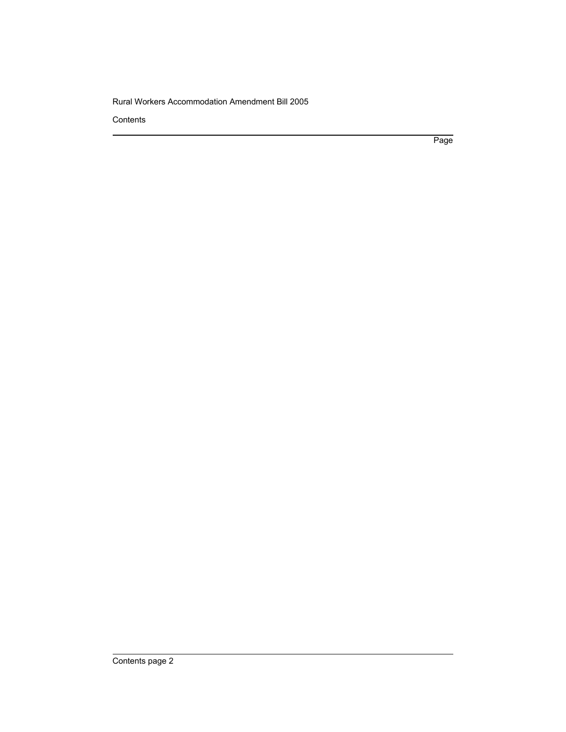Contents

Page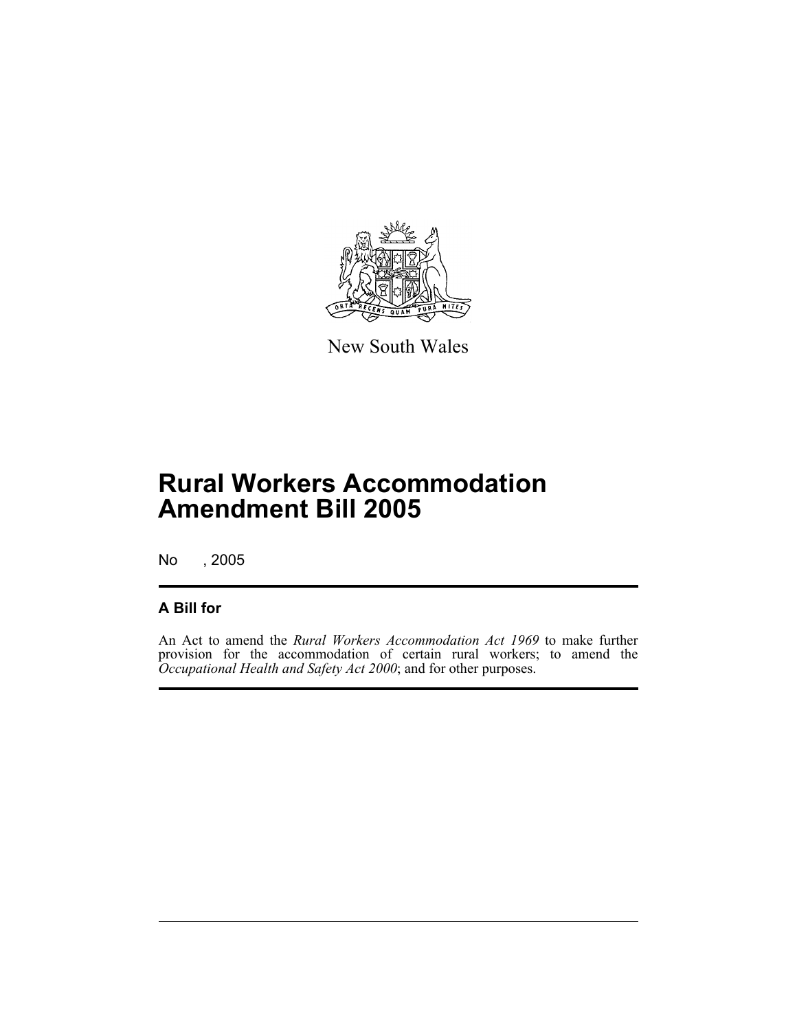New South Wales

# Rural Workers Accommodation Amendment Bill 2005

No , 2005

## A Bill for

An Act to amend the *Rural Workers Accommodation Act 1969* to make further provision for the accommodation of certain rural workers; to amend the *Occupational Health and Safety Act 2000*; and for other purposes.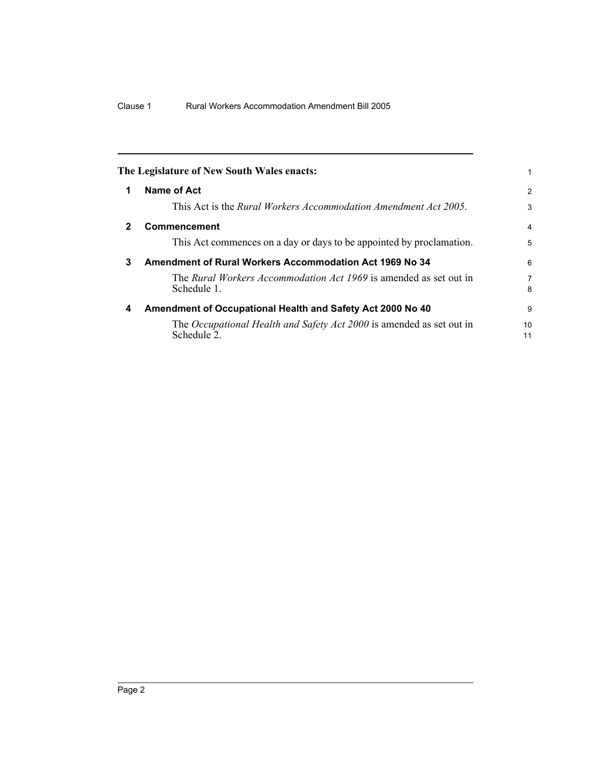**The Legislature of New South Wales enacts:**

## 1 Name of Act

This Act is the *Rural Workers Accommodation Amendment Act 2005*.

## 2 Commencement

This Act commences on a day or days to be appointed by proclamation.

## 3 Amendment of Rural Workers Accommodation Act 1969 No 34

The *Rural Workers Accommodation Act 1969* is amended as set out in Schedule 1.

## 4 Amendment of Occupational Health and Safety Act 2000 No 40

The *Occupational Health and Safety Act 2000* is amended as set out in Schedule 2.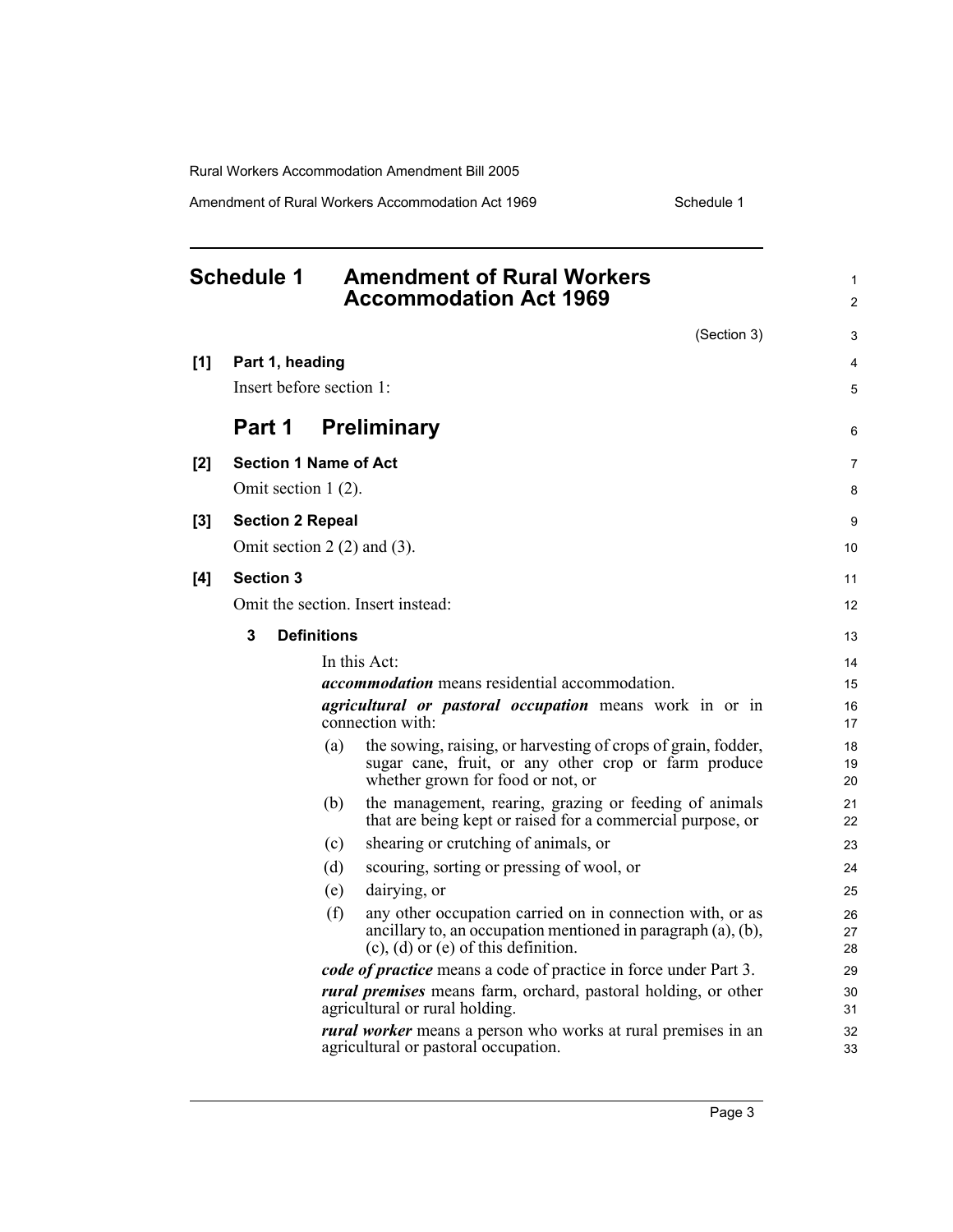# Schedule 1 Amendment of Rural Workers Accommodation Act 1969

(Section 3)

**[1] Part 1, heading**

Insert before section 1:

## Part 1 Preliminary

**[2] Section 1 Name of Act**

Omit section 1 (2).

**[3] Section 2 Repeal**

Omit section 2 (2) and (3).

**[4] Section 3**

Omit the section. Insert instead:

**3 Definitions**

In this Act:

***accommodation*** means residential accommodation.

***agricultural or pastoral occupation*** means work in or in connection with:

(a) the sowing, raising, or harvesting of crops of grain, fodder, sugar cane, fruit, or any other crop or farm produce whether grown for food or not, or

(b) the management, rearing, grazing or feeding of animals that are being kept or raised for a commercial purpose, or

(c) shearing or crutching of animals, or

(d) scouring, sorting or pressing of wool, or

(e) dairying, or

(f) any other occupation carried on in connection with, or as ancillary to, an occupation mentioned in paragraph (a), (b), (c), (d) or (e) of this definition.

***code of practice*** means a code of practice in force under Part 3.

***rural premises*** means farm, orchard, pastoral holding, or other agricultural or rural holding.

***rural worker*** means a person who works at rural premises in an agricultural or pastoral occupation.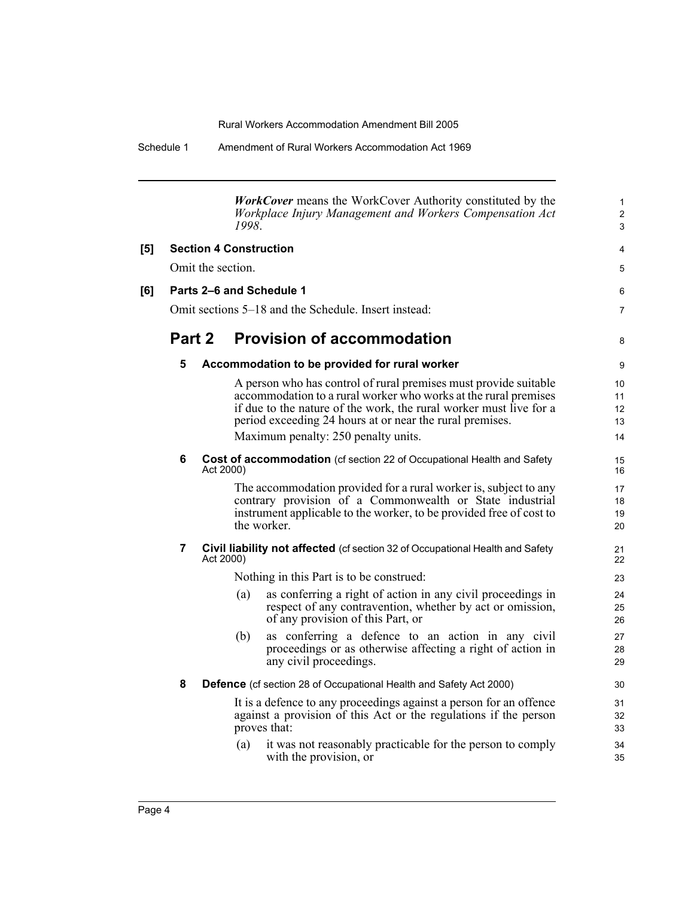***WorkCover*** means the WorkCover Authority constituted by the *Workplace Injury Management and Workers Compensation Act 1998*.

**[5] Section 4 Construction**

Omit the section.

**[6] Parts 2–6 and Schedule 1**

Omit sections 5–18 and the Schedule. Insert instead:

## Part 2 Provision of accommodation

### 5 Accommodation to be provided for rural worker

A person who has control of rural premises must provide suitable accommodation to a rural worker who works at the rural premises if due to the nature of the work, the rural worker must live for a period exceeding 24 hours at or near the rural premises.

Maximum penalty: 250 penalty units.

### 6 Cost of accommodation (cf section 22 of Occupational Health and Safety Act 2000)

The accommodation provided for a rural worker is, subject to any contrary provision of a Commonwealth or State industrial instrument applicable to the worker, to be provided free of cost to the worker.

### 7 Civil liability not affected (cf section 32 of Occupational Health and Safety Act 2000)

Nothing in this Part is to be construed:

(a) as conferring a right of action in any civil proceedings in respect of any contravention, whether by act or omission, of any provision of this Part, or

(b) as conferring a defence to an action in any civil proceedings or as otherwise affecting a right of action in any civil proceedings.

### 8 Defence (cf section 28 of Occupational Health and Safety Act 2000)

It is a defence to any proceedings against a person for an offence against a provision of this Act or the regulations if the person proves that:

(a) it was not reasonably practicable for the person to comply with the provision, or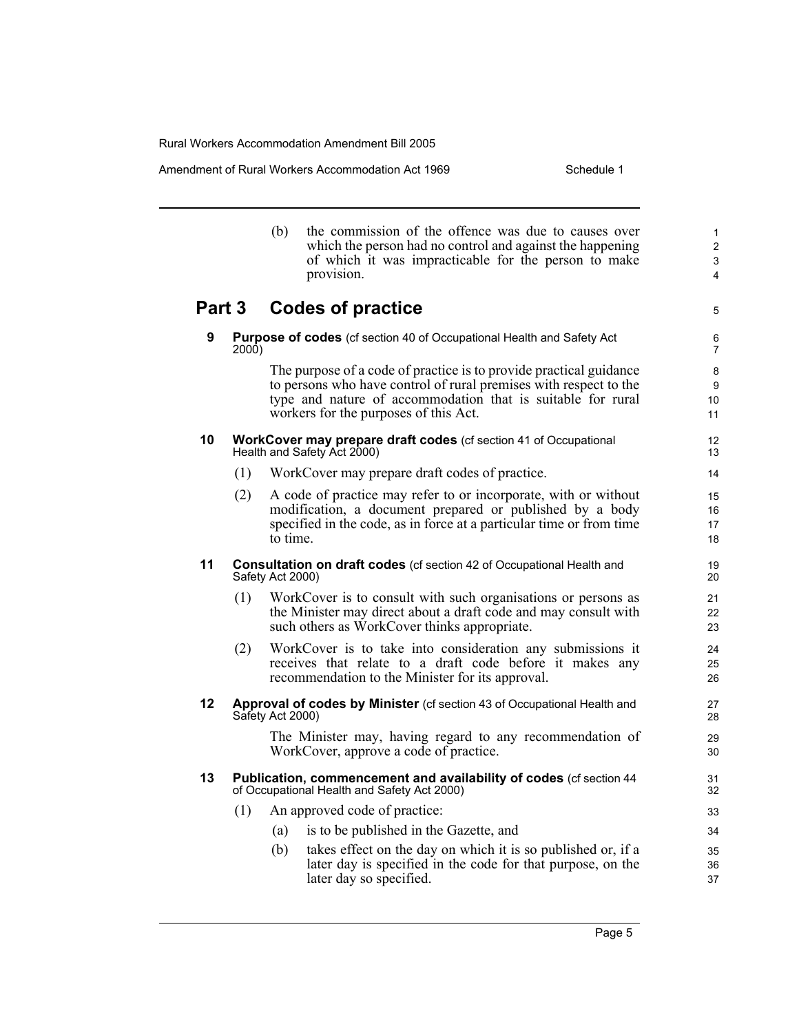(b) the commission of the offence was due to causes over which the person had no control and against the happening of which it was impracticable for the person to make provision.

## Part 3 Codes of practice

**9 Purpose of codes** (cf section 40 of Occupational Health and Safety Act 2000)

The purpose of a code of practice is to provide practical guidance to persons who have control of rural premises with respect to the type and nature of accommodation that is suitable for rural workers for the purposes of this Act.

**10 WorkCover may prepare draft codes** (cf section 41 of Occupational Health and Safety Act 2000)

(1) WorkCover may prepare draft codes of practice.

(2) A code of practice may refer to or incorporate, with or without modification, a document prepared or published by a body specified in the code, as in force at a particular time or from time to time.

**11 Consultation on draft codes** (cf section 42 of Occupational Health and Safety Act 2000)

(1) WorkCover is to consult with such organisations or persons as the Minister may direct about a draft code and may consult with such others as WorkCover thinks appropriate.

(2) WorkCover is to take into consideration any submissions it receives that relate to a draft code before it makes any recommendation to the Minister for its approval.

**12 Approval of codes by Minister** (cf section 43 of Occupational Health and Safety Act 2000)

The Minister may, having regard to any recommendation of WorkCover, approve a code of practice.

**13 Publication, commencement and availability of codes** (cf section 44 of Occupational Health and Safety Act 2000)

(1) An approved code of practice:

(a) is to be published in the Gazette, and

(b) takes effect on the day on which it is so published or, if a later day is specified in the code for that purpose, on the later day so specified.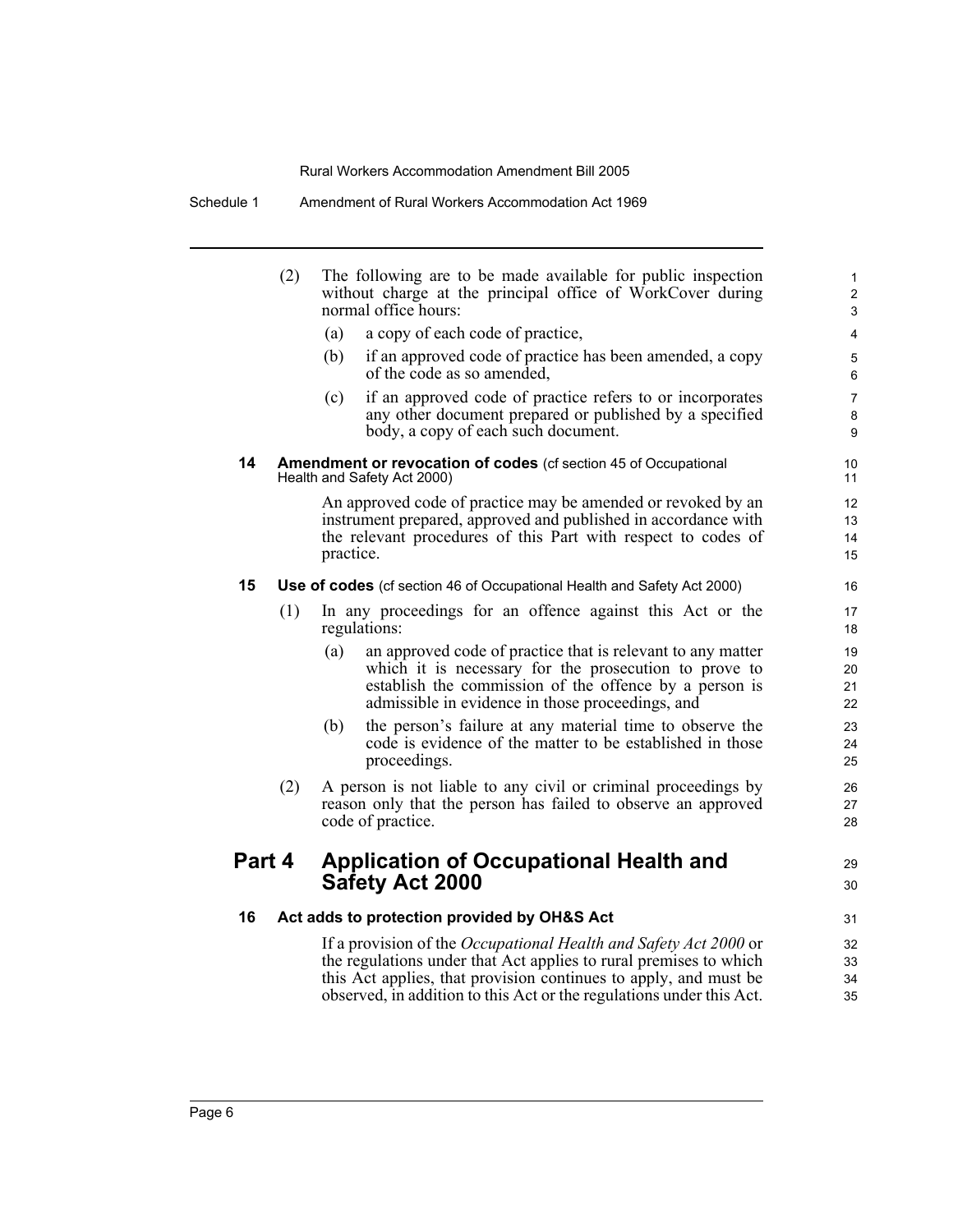(2) The following are to be made available for public inspection without charge at the principal office of WorkCover during normal office hours:

(a) a copy of each code of practice,

(b) if an approved code of practice has been amended, a copy of the code as so amended,

(c) if an approved code of practice refers to or incorporates any other document prepared or published by a specified body, a copy of each such document.

### 14 Amendment or revocation of codes (cf section 45 of Occupational Health and Safety Act 2000)

An approved code of practice may be amended or revoked by an instrument prepared, approved and published in accordance with the relevant procedures of this Part with respect to codes of practice.

### 15 Use of codes (cf section 46 of Occupational Health and Safety Act 2000)

(1) In any proceedings for an offence against this Act or the regulations:

(a) an approved code of practice that is relevant to any matter which it is necessary for the prosecution to prove to establish the commission of the offence by a person is admissible in evidence in those proceedings, and

(b) the person's failure at any material time to observe the code is evidence of the matter to be established in those proceedings.

(2) A person is not liable to any civil or criminal proceedings by reason only that the person has failed to observe an approved code of practice.

## Part 4 Application of Occupational Health and Safety Act 2000

### 16 Act adds to protection provided by OH&S Act

If a provision of the *Occupational Health and Safety Act 2000* or the regulations under that Act applies to rural premises to which this Act applies, that provision continues to apply, and must be observed, in addition to this Act or the regulations under this Act.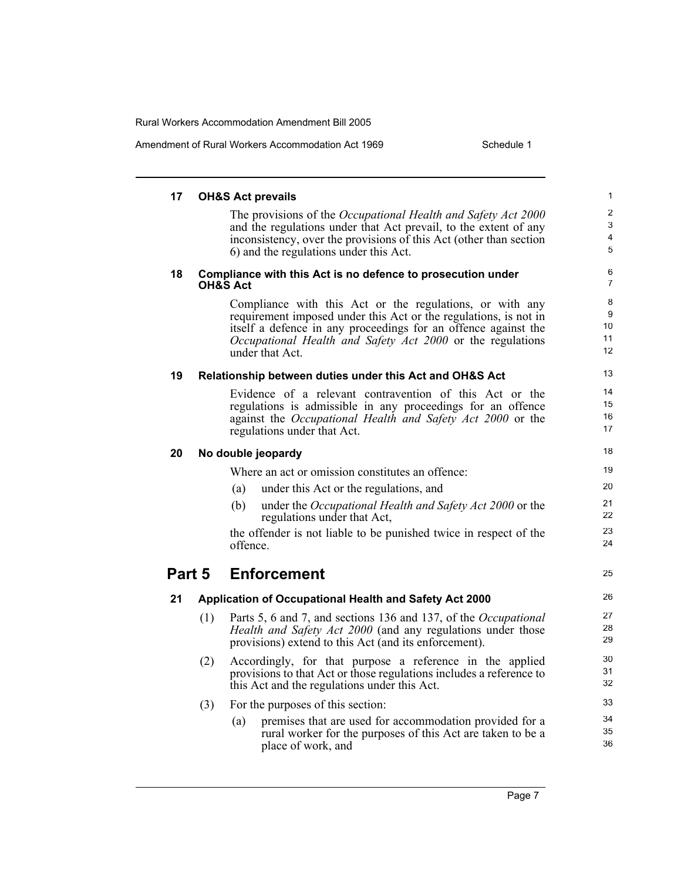### 17 OH&S Act prevails

The provisions of the *Occupational Health and Safety Act 2000* and the regulations under that Act prevail, to the extent of any inconsistency, over the provisions of this Act (other than section 6) and the regulations under this Act.

### 18 Compliance with this Act is no defence to prosecution under OH&S Act

Compliance with this Act or the regulations, or with any requirement imposed under this Act or the regulations, is not in itself a defence in any proceedings for an offence against the *Occupational Health and Safety Act 2000* or the regulations under that Act.

### 19 Relationship between duties under this Act and OH&S Act

Evidence of a relevant contravention of this Act or the regulations is admissible in any proceedings for an offence against the *Occupational Health and Safety Act 2000* or the regulations under that Act.

### 20 No double jeopardy

Where an act or omission constitutes an offence:

(a) under this Act or the regulations, and

(b) under the *Occupational Health and Safety Act 2000* or the regulations under that Act,

the offender is not liable to be punished twice in respect of the offence.

## Part 5 Enforcement

### 21 Application of Occupational Health and Safety Act 2000

(1) Parts 5, 6 and 7, and sections 136 and 137, of the *Occupational Health and Safety Act 2000* (and any regulations under those provisions) extend to this Act (and its enforcement).

(2) Accordingly, for that purpose a reference in the applied provisions to that Act or those regulations includes a reference to this Act and the regulations under this Act.

(3) For the purposes of this section:

(a) premises that are used for accommodation provided for a rural worker for the purposes of this Act are taken to be a place of work, and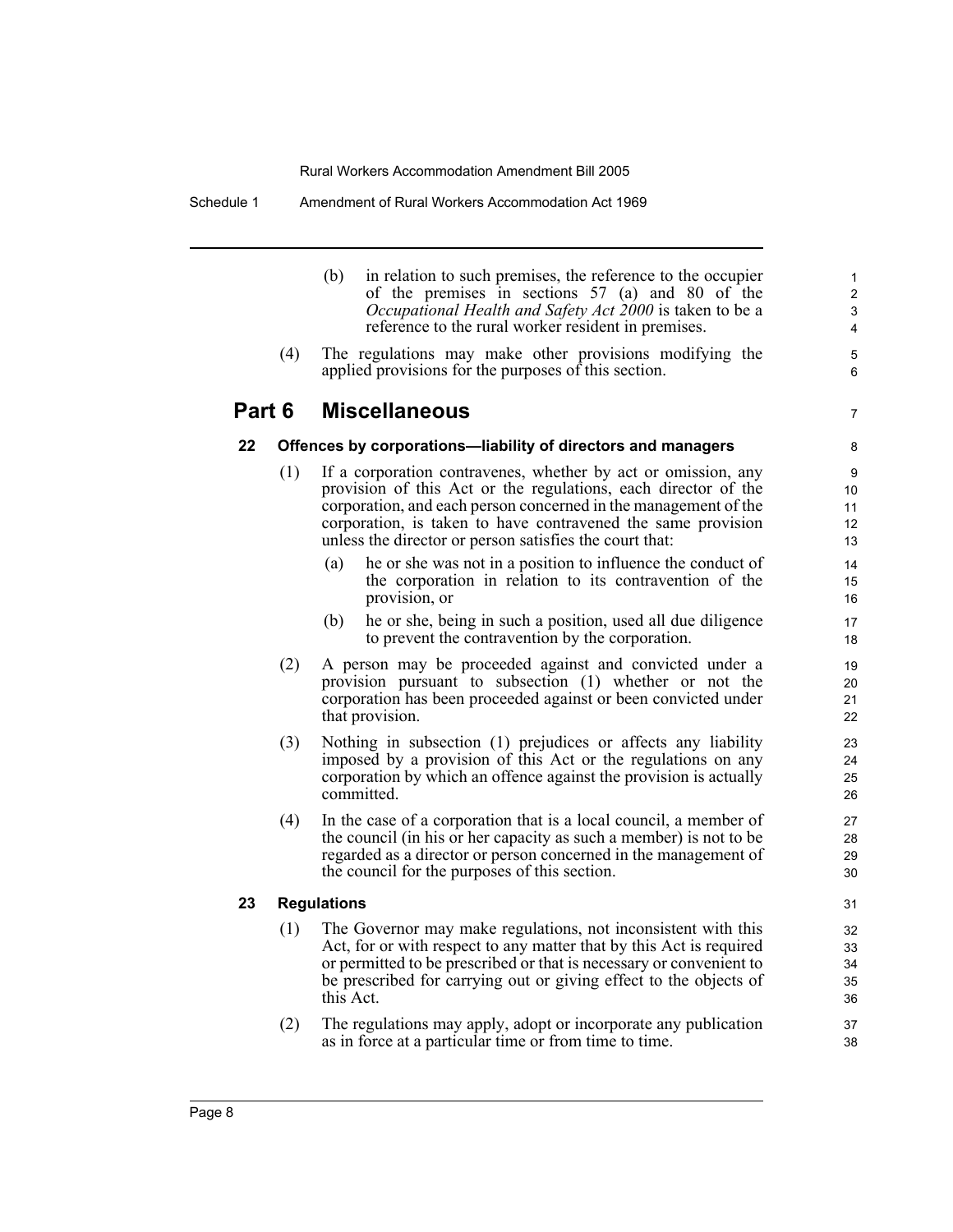(b) in relation to such premises, the reference to the occupier of the premises in sections 57 (a) and 80 of the *Occupational Health and Safety Act 2000* is taken to be a reference to the rural worker resident in premises.

(4) The regulations may make other provisions modifying the applied provisions for the purposes of this section.

## Part 6 Miscellaneous

### 22 Offences by corporations—liability of directors and managers

(1) If a corporation contravenes, whether by act or omission, any provision of this Act or the regulations, each director of the corporation, and each person concerned in the management of the corporation, is taken to have contravened the same provision unless the director or person satisfies the court that:

(a) he or she was not in a position to influence the conduct of the corporation in relation to its contravention of the provision, or

(b) he or she, being in such a position, used all due diligence to prevent the contravention by the corporation.

(2) A person may be proceeded against and convicted under a provision pursuant to subsection (1) whether or not the corporation has been proceeded against or been convicted under that provision.

(3) Nothing in subsection (1) prejudices or affects any liability imposed by a provision of this Act or the regulations on any corporation by which an offence against the provision is actually committed.

(4) In the case of a corporation that is a local council, a member of the council (in his or her capacity as such a member) is not to be regarded as a director or person concerned in the management of the council for the purposes of this section.

### 23 Regulations

(1) The Governor may make regulations, not inconsistent with this Act, for or with respect to any matter that by this Act is required or permitted to be prescribed or that is necessary or convenient to be prescribed for carrying out or giving effect to the objects of this Act.

(2) The regulations may apply, adopt or incorporate any publication as in force at a particular time or from time to time.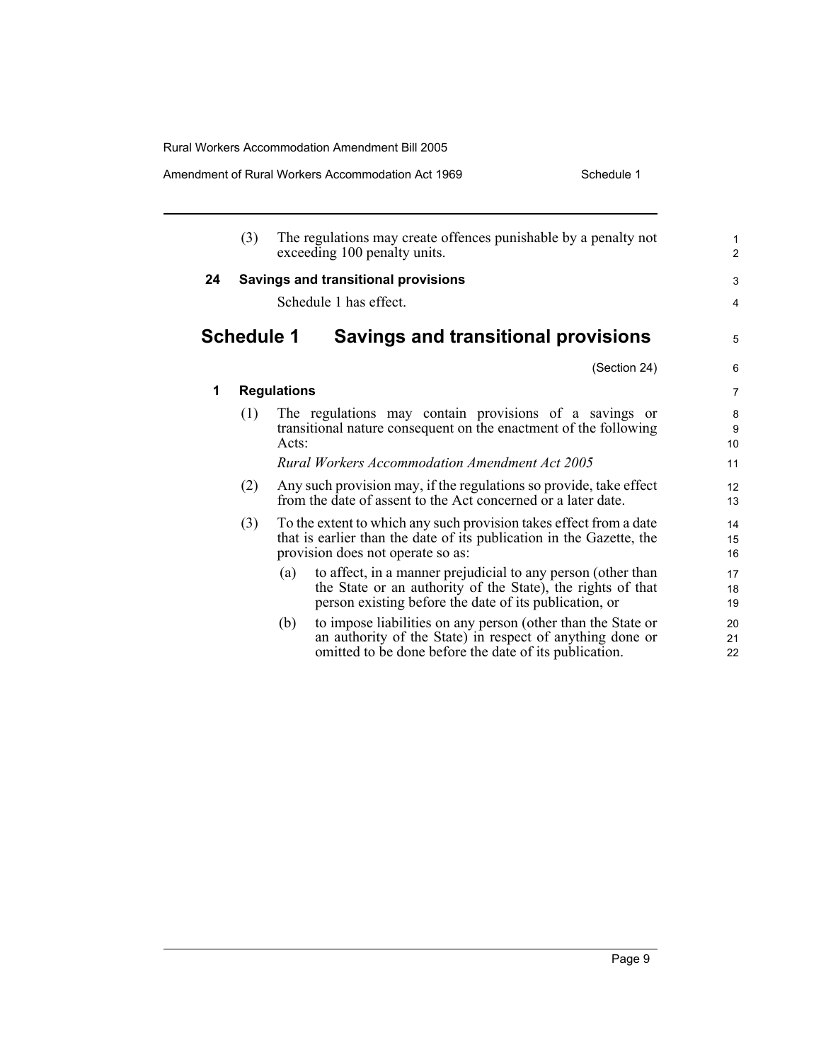(3) The regulations may create offences punishable by a penalty not exceeding 100 penalty units.

### 24 Savings and transitional provisions

Schedule 1 has effect.

## Schedule 1 Savings and transitional provisions

(Section 24)

### 1 Regulations

(1) The regulations may contain provisions of a savings or transitional nature consequent on the enactment of the following Acts:

*Rural Workers Accommodation Amendment Act 2005*

(2) Any such provision may, if the regulations so provide, take effect from the date of assent to the Act concerned or a later date.

(3) To the extent to which any such provision takes effect from a date that is earlier than the date of its publication in the Gazette, the provision does not operate so as:

(a) to affect, in a manner prejudicial to any person (other than the State or an authority of the State), the rights of that person existing before the date of its publication, or

(b) to impose liabilities on any person (other than the State or an authority of the State) in respect of anything done or omitted to be done before the date of its publication.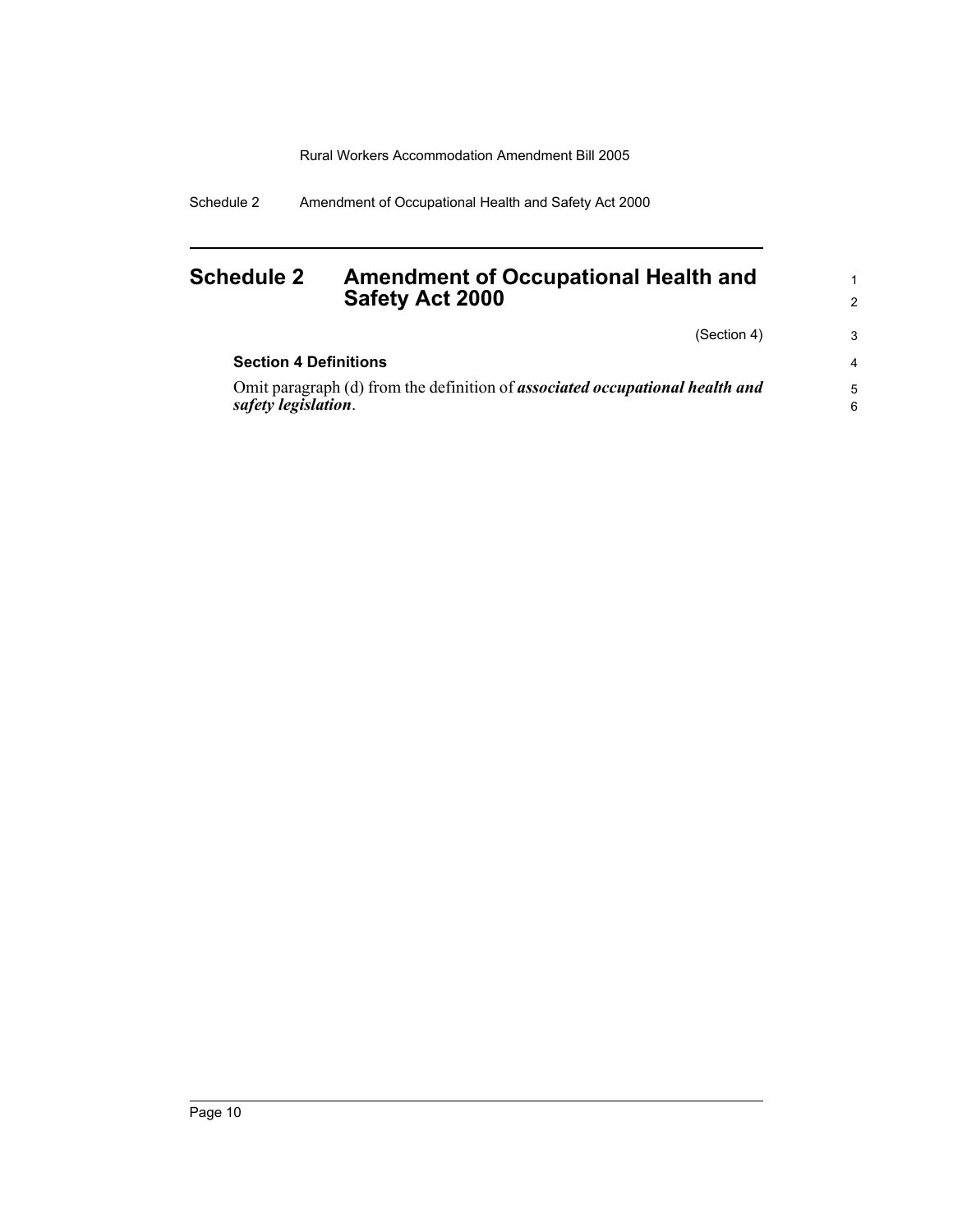## Schedule 2 Amendment of Occupational Health and Safety Act 2000

(Section 4)

**Section 4 Definitions**

Omit paragraph (d) from the definition of ***associated occupational health and safety legislation***.